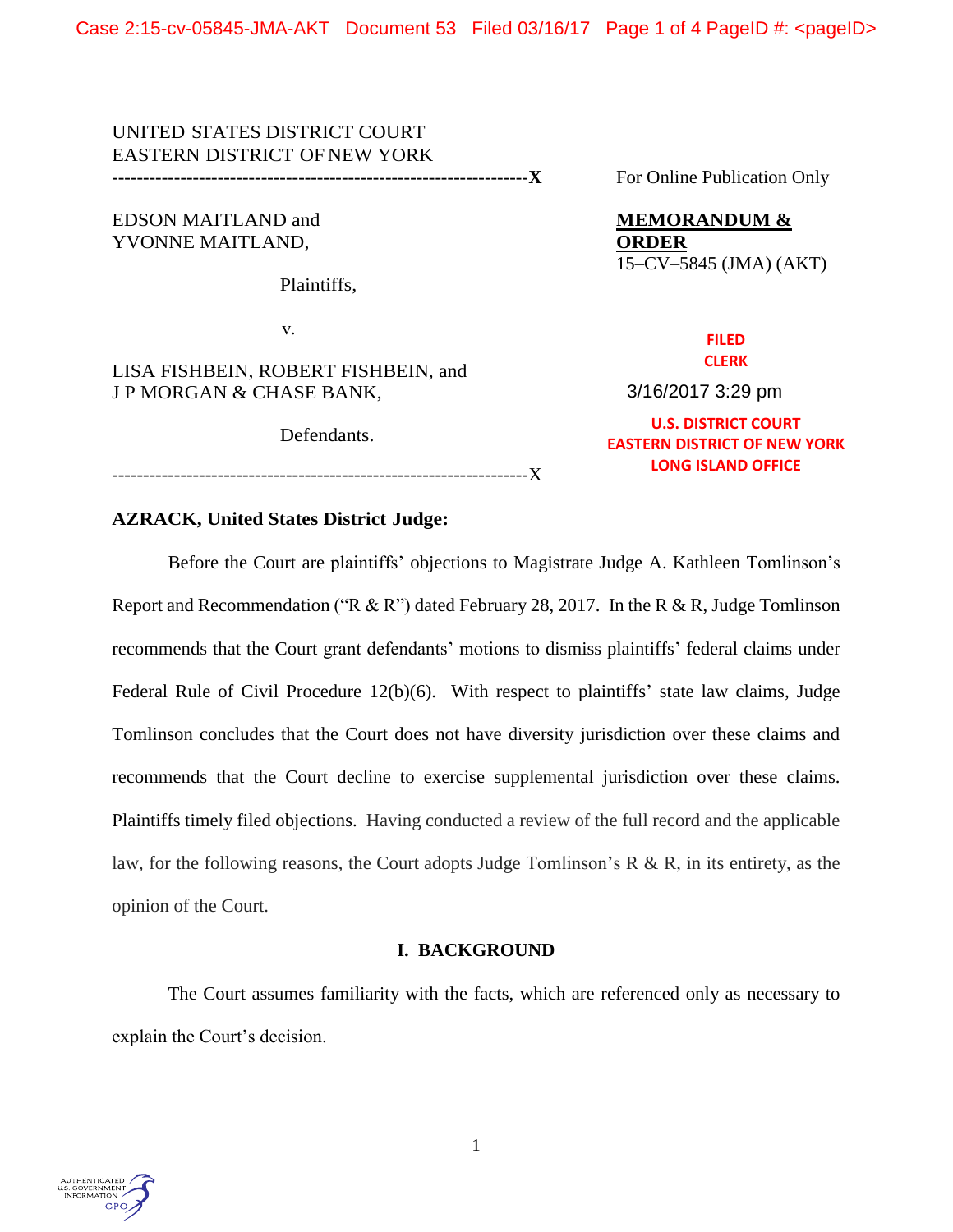UNITED STATES DISTRICT COURT
EASTERN DISTRICT OF NEW YORK

For Online Publication Only

EDSON MAITLAND and
YVONNE MAITLAND,

Plaintiffs,

v.

LISA FISHBEIN, ROBERT FISHBEIN, and
J P MORGAN & CHASE BANK,

Defendants.

**MEMORANDUM & ORDER**
15–CV–5845 (JMA) (AKT)

FILED
CLERK
3/16/2017 3:29 pm
U.S. DISTRICT COURT
EASTERN DISTRICT OF NEW YORK
LONG ISLAND OFFICE

**AZRACK, United States District Judge:**

Before the Court are plaintiffs' objections to Magistrate Judge A. Kathleen Tomlinson's Report and Recommendation ("R & R") dated February 28, 2017. In the R & R, Judge Tomlinson recommends that the Court grant defendants' motions to dismiss plaintiffs' federal claims under Federal Rule of Civil Procedure 12(b)(6). With respect to plaintiffs' state law claims, Judge Tomlinson concludes that the Court does not have diversity jurisdiction over these claims and recommends that the Court decline to exercise supplemental jurisdiction over these claims. Plaintiffs timely filed objections. Having conducted a review of the full record and the applicable law, for the following reasons, the Court adopts Judge Tomlinson's R & R, in its entirety, as the opinion of the Court.

## I. BACKGROUND

The Court assumes familiarity with the facts, which are referenced only as necessary to explain the Court's decision.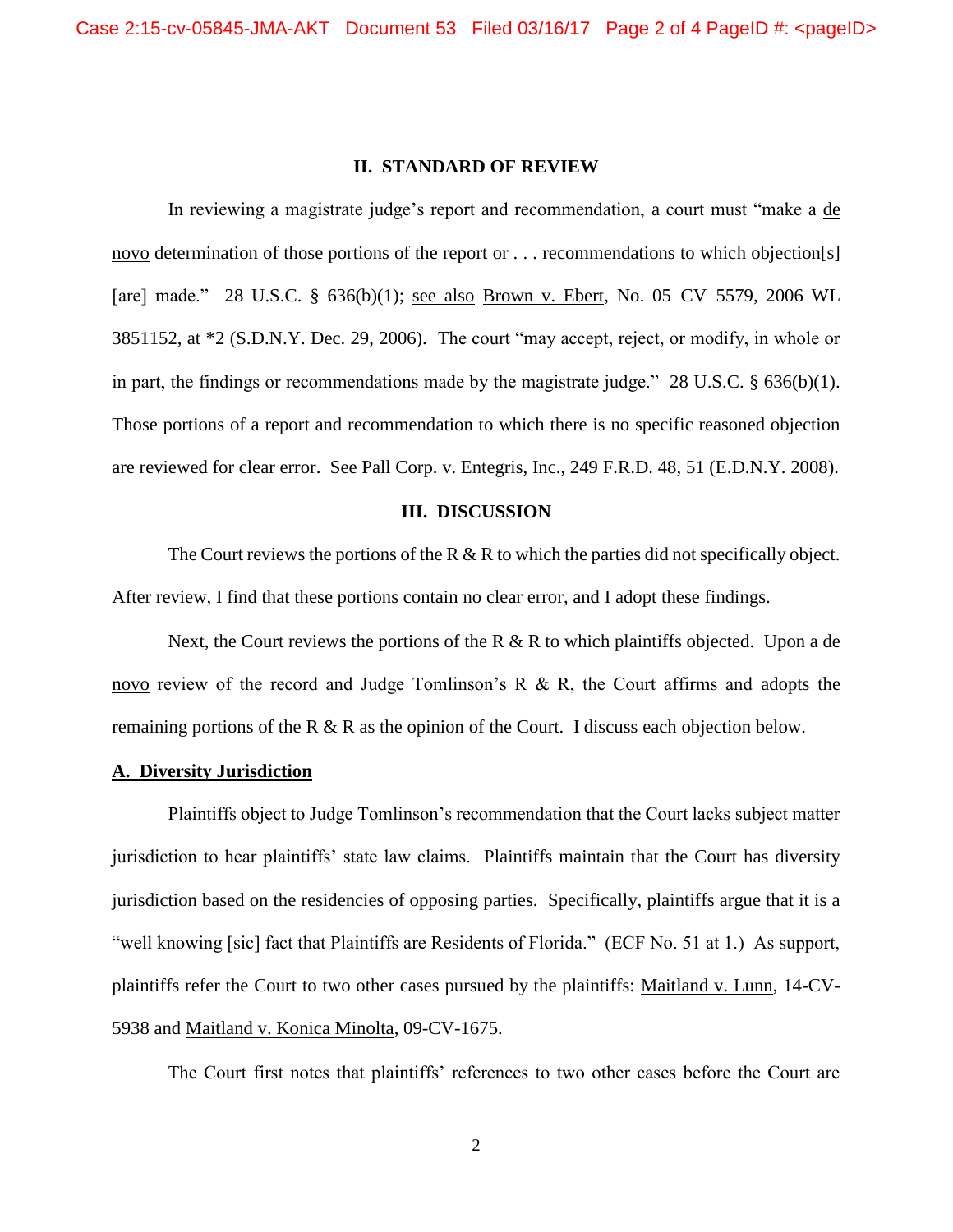## II. STANDARD OF REVIEW

In reviewing a magistrate judge's report and recommendation, a court must "make a de novo determination of those portions of the report or . . . recommendations to which objection[s] [are] made." 28 U.S.C. § 636(b)(1); see also Brown v. Ebert, No. 05–CV–5579, 2006 WL 3851152, at *2 (S.D.N.Y. Dec. 29, 2006). The court "may accept, reject, or modify, in whole or in part, the findings or recommendations made by the magistrate judge." 28 U.S.C. § 636(b)(1). Those portions of a report and recommendation to which there is no specific reasoned objection are reviewed for clear error. See Pall Corp. v. Entegris, Inc., 249 F.R.D. 48, 51 (E.D.N.Y. 2008).

## III. DISCUSSION

The Court reviews the portions of the R & R to which the parties did not specifically object. After review, I find that these portions contain no clear error, and I adopt these findings.

Next, the Court reviews the portions of the R & R to which plaintiffs objected. Upon a de novo review of the record and Judge Tomlinson's R & R, the Court affirms and adopts the remaining portions of the R & R as the opinion of the Court. I discuss each objection below.

### A. Diversity Jurisdiction

Plaintiffs object to Judge Tomlinson's recommendation that the Court lacks subject matter jurisdiction to hear plaintiffs' state law claims. Plaintiffs maintain that the Court has diversity jurisdiction based on the residencies of opposing parties. Specifically, plaintiffs argue that it is a "well knowing [sic] fact that Plaintiffs are Residents of Florida." (ECF No. 51 at 1.) As support, plaintiffs refer the Court to two other cases pursued by the plaintiffs: Maitland v. Lunn, 14-CV-5938 and Maitland v. Konica Minolta, 09-CV-1675.

The Court first notes that plaintiffs' references to two other cases before the Court are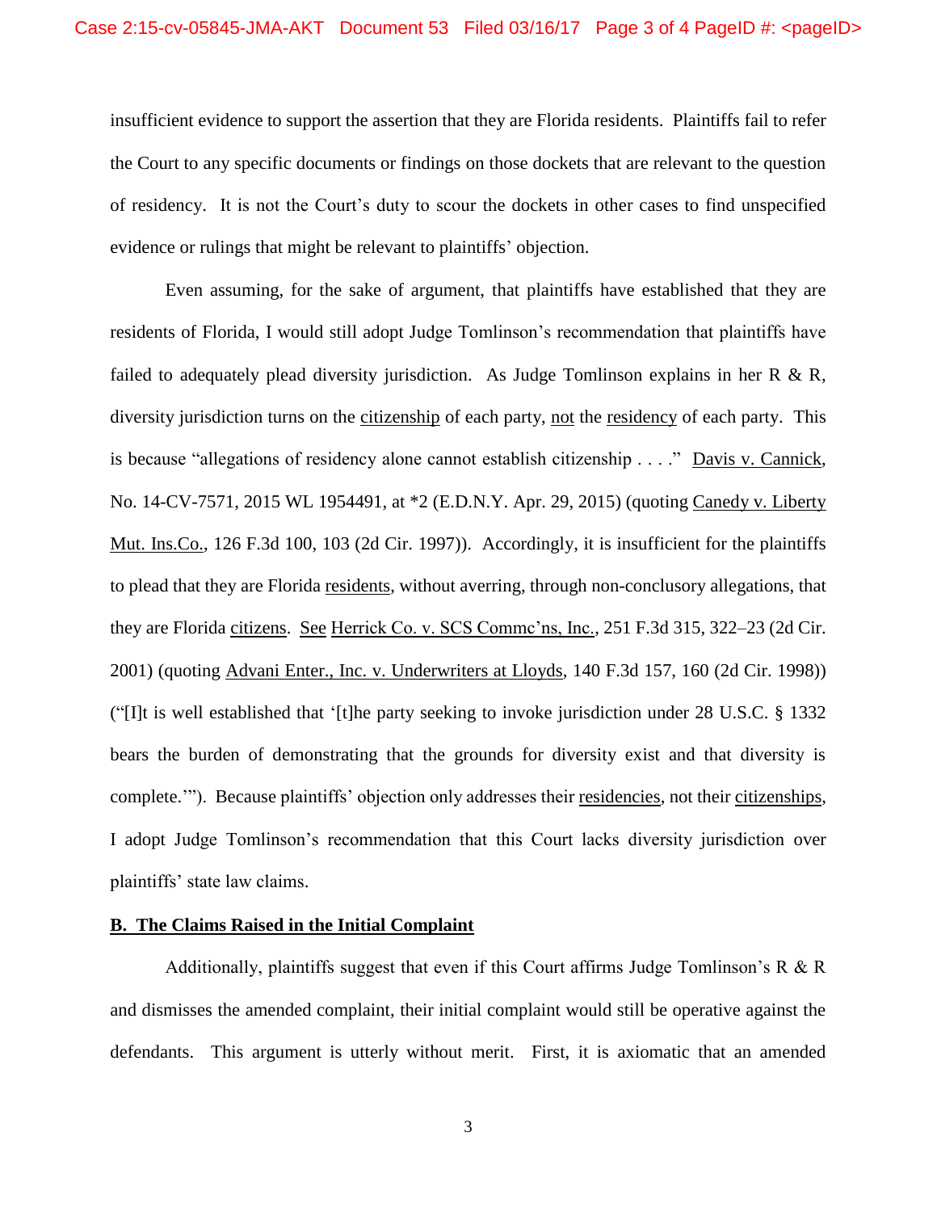insufficient evidence to support the assertion that they are Florida residents. Plaintiffs fail to refer the Court to any specific documents or findings on those dockets that are relevant to the question of residency. It is not the Court's duty to scour the dockets in other cases to find unspecified evidence or rulings that might be relevant to plaintiffs' objection.

Even assuming, for the sake of argument, that plaintiffs have established that they are residents of Florida, I would still adopt Judge Tomlinson's recommendation that plaintiffs have failed to adequately plead diversity jurisdiction. As Judge Tomlinson explains in her R & R, diversity jurisdiction turns on the citizenship of each party, not the residency of each party. This is because "allegations of residency alone cannot establish citizenship . . . ." Davis v. Cannick, No. 14-CV-7571, 2015 WL 1954491, at *2 (E.D.N.Y. Apr. 29, 2015) (quoting Canedy v. Liberty Mut. Ins.Co., 126 F.3d 100, 103 (2d Cir. 1997)). Accordingly, it is insufficient for the plaintiffs to plead that they are Florida residents, without averring, through non-conclusory allegations, that they are Florida citizens. See Herrick Co. v. SCS Commc'ns, Inc., 251 F.3d 315, 322–23 (2d Cir. 2001) (quoting Advani Enter., Inc. v. Underwriters at Lloyds, 140 F.3d 157, 160 (2d Cir. 1998)) ("[I]t is well established that '[t]he party seeking to invoke jurisdiction under 28 U.S.C. § 1332 bears the burden of demonstrating that the grounds for diversity exist and that diversity is complete.'"). Because plaintiffs' objection only addresses their residencies, not their citizenships, I adopt Judge Tomlinson's recommendation that this Court lacks diversity jurisdiction over plaintiffs' state law claims.

**B. The Claims Raised in the Initial Complaint**

Additionally, plaintiffs suggest that even if this Court affirms Judge Tomlinson's R & R and dismisses the amended complaint, their initial complaint would still be operative against the defendants. This argument is utterly without merit. First, it is axiomatic that an amended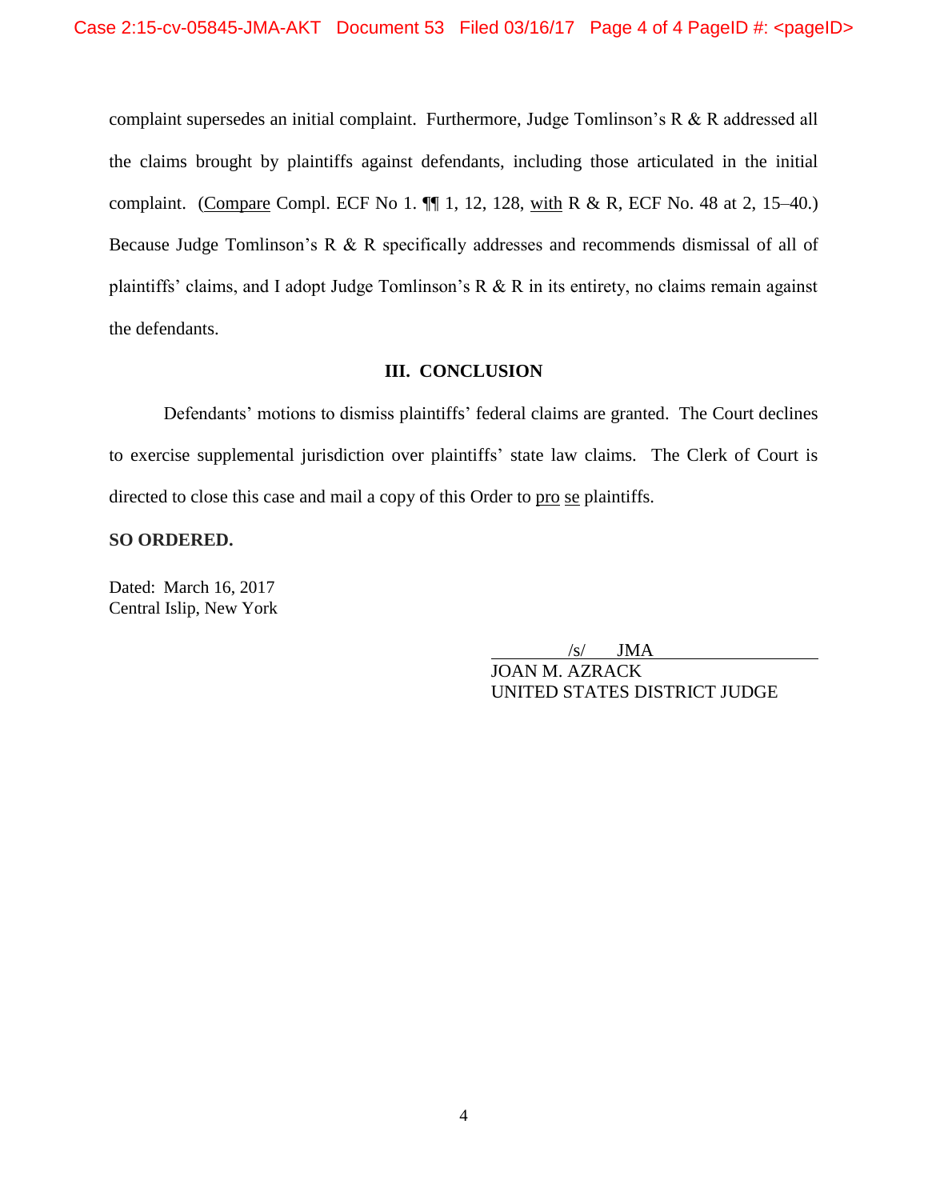complaint supersedes an initial complaint. Furthermore, Judge Tomlinson's R & R addressed all the claims brought by plaintiffs against defendants, including those articulated in the initial complaint. (Compare Compl. ECF No 1. ¶¶ 1, 12, 128, with R & R, ECF No. 48 at 2, 15–40.) Because Judge Tomlinson's R & R specifically addresses and recommends dismissal of all of plaintiffs' claims, and I adopt Judge Tomlinson's R & R in its entirety, no claims remain against the defendants.

### III. CONCLUSION

Defendants' motions to dismiss plaintiffs' federal claims are granted. The Court declines to exercise supplemental jurisdiction over plaintiffs' state law claims. The Clerk of Court is directed to close this case and mail a copy of this Order to pro se plaintiffs.

**SO ORDERED.**

Dated: March 16, 2017
Central Islip, New York

/s/ JMA
JOAN M. AZRACK
UNITED STATES DISTRICT JUDGE